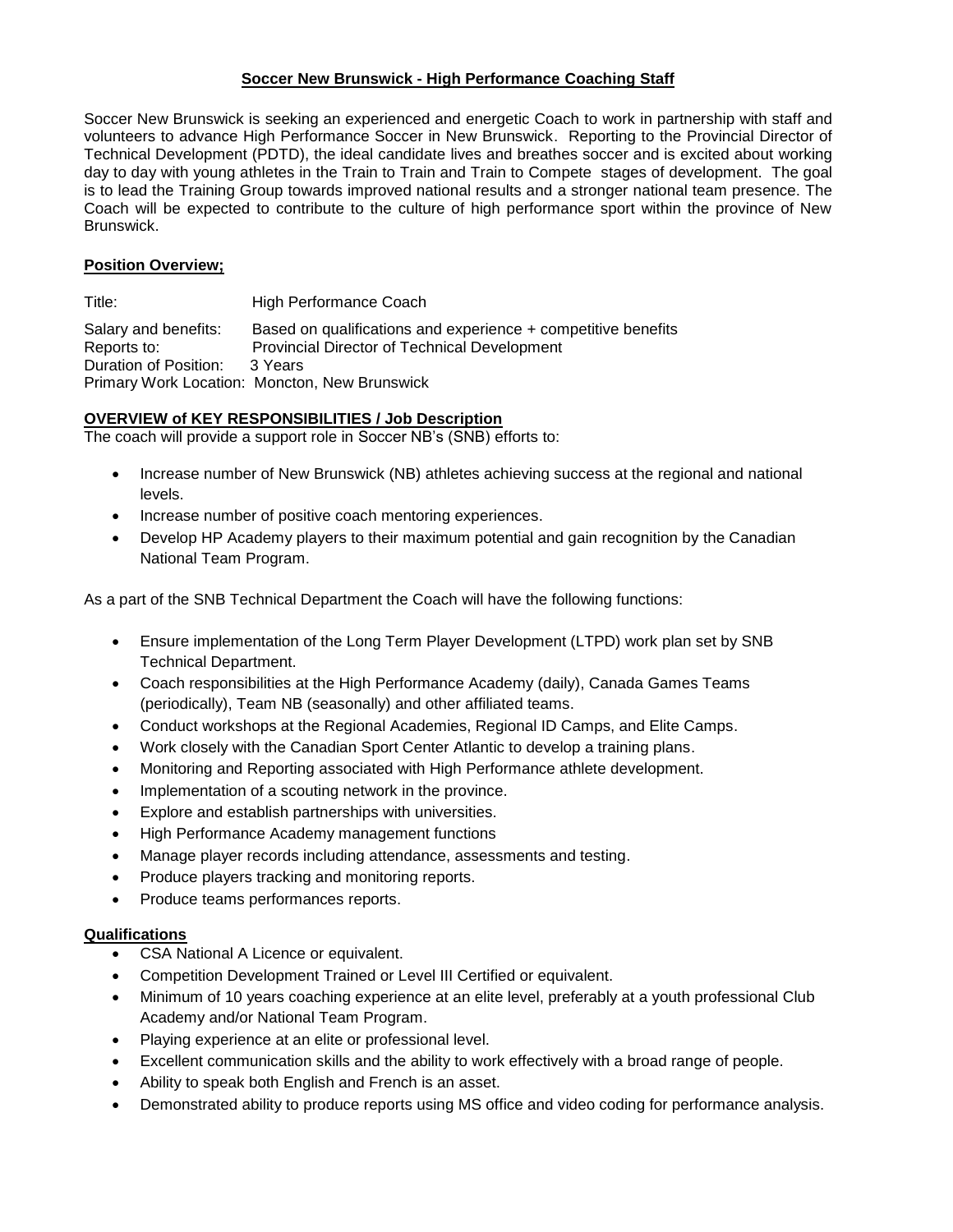**Soccer New Brunswick - High Performance Coaching Staff**

Soccer New Brunswick is seeking an experienced and energetic Coach to work in partnership with staff and volunteers to advance High Performance Soccer in New Brunswick. Reporting to the Provincial Director of Technical Development (PDTD), the ideal candidate lives and breathes soccer and is excited about working day to day with young athletes in the Train to Train and Train to Compete stages of development. The goal is to lead the Training Group towards improved national results and a stronger national team presence. The Coach will be expected to contribute to the culture of high performance sport within the province of New Brunswick.

**Position Overview;**

Title: High Performance Coach

Salary and benefits: Based on qualifications and experience + competitive benefits
Reports to: Provincial Director of Technical Development
Duration of Position: 3 Years
Primary Work Location: Moncton, New Brunswick

**OVERVIEW of KEY RESPONSIBILITIES / Job Description**

The coach will provide a support role in Soccer NB's (SNB) efforts to:

- Increase number of New Brunswick (NB) athletes achieving success at the regional and national levels.
- Increase number of positive coach mentoring experiences.
- Develop HP Academy players to their maximum potential and gain recognition by the Canadian National Team Program.

As a part of the SNB Technical Department the Coach will have the following functions:

- Ensure implementation of the Long Term Player Development (LTPD) work plan set by SNB Technical Department.
- Coach responsibilities at the High Performance Academy (daily), Canada Games Teams (periodically), Team NB (seasonally) and other affiliated teams.
- Conduct workshops at the Regional Academies, Regional ID Camps, and Elite Camps.
- Work closely with the Canadian Sport Center Atlantic to develop a training plans.
- Monitoring and Reporting associated with High Performance athlete development.
- Implementation of a scouting network in the province.
- Explore and establish partnerships with universities.
- High Performance Academy management functions
- Manage player records including attendance, assessments and testing.
- Produce players tracking and monitoring reports.
- Produce teams performances reports.

**Qualifications**

- CSA National A Licence or equivalent.
- Competition Development Trained or Level III Certified or equivalent.
- Minimum of 10 years coaching experience at an elite level, preferably at a youth professional Club Academy and/or National Team Program.
- Playing experience at an elite or professional level.
- Excellent communication skills and the ability to work effectively with a broad range of people.
- Ability to speak both English and French is an asset.
- Demonstrated ability to produce reports using MS office and video coding for performance analysis.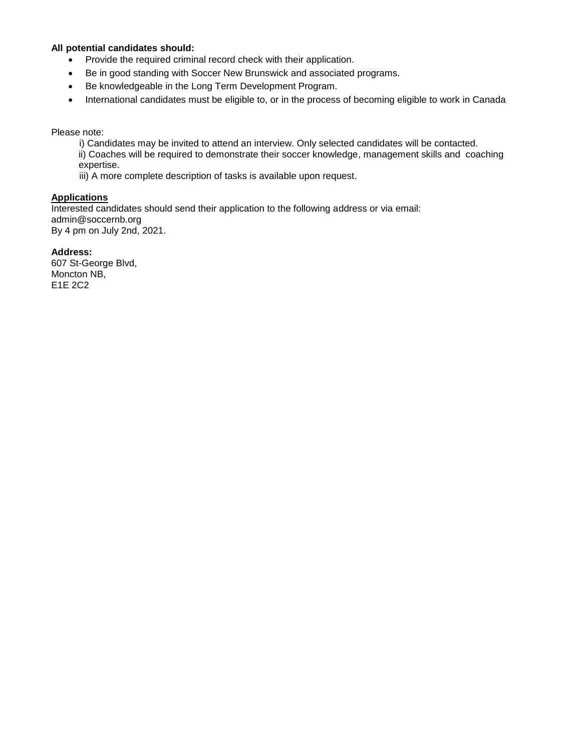**All potential candidates should:**

- Provide the required criminal record check with their application.
- Be in good standing with Soccer New Brunswick and associated programs.
- Be knowledgeable in the Long Term Development Program.
- International candidates must be eligible to, or in the process of becoming eligible to work in Canada

Please note:

i) Candidates may be invited to attend an interview. Only selected candidates will be contacted.
ii) Coaches will be required to demonstrate their soccer knowledge, management skills and coaching expertise.
iii) A more complete description of tasks is available upon request.

**Applications**

Interested candidates should send their application to the following address or via email:
admin@soccernb.org
By 4 pm on July 2nd, 2021.

**Address:**
607 St-George Blvd,
Moncton NB,
E1E 2C2